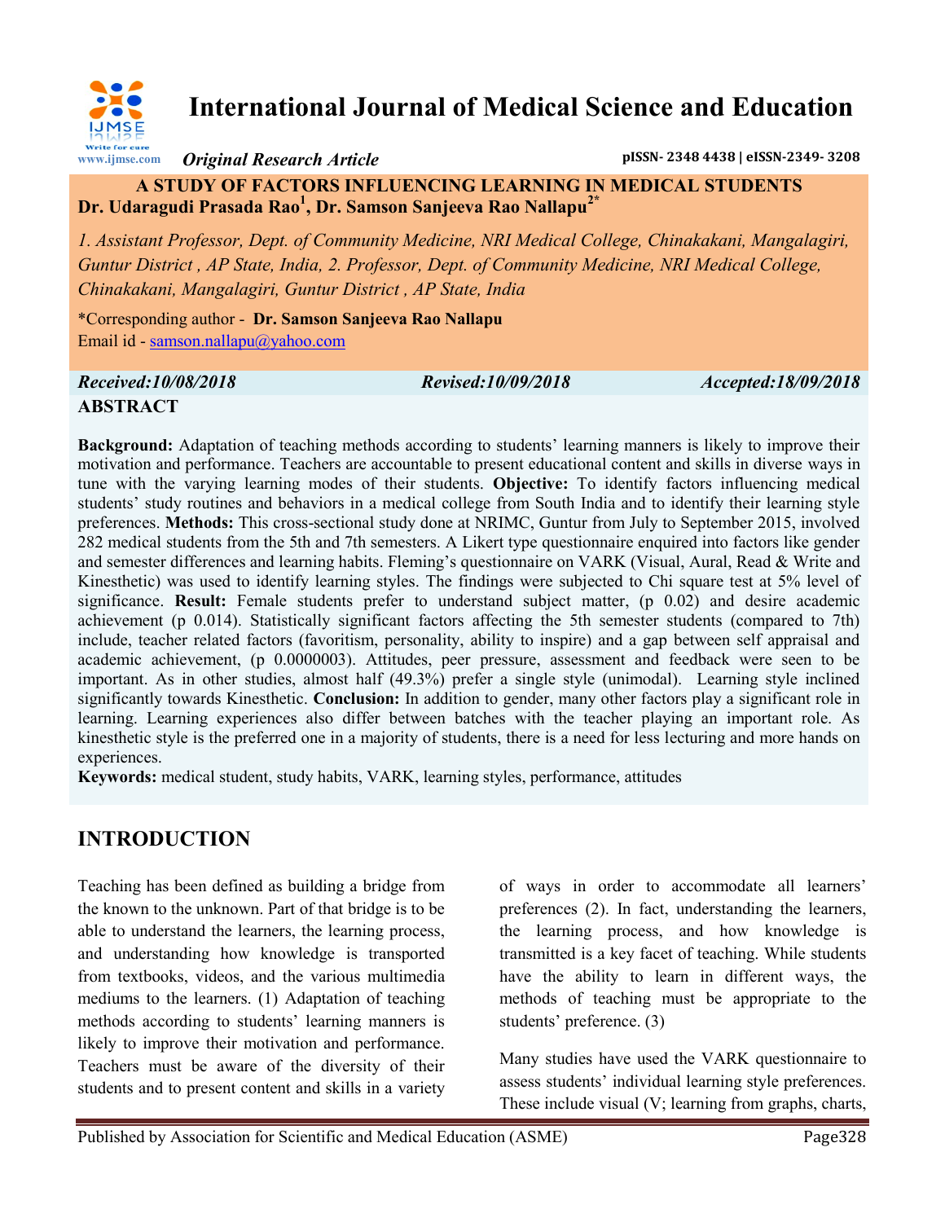# International Journal of Medical Science and Education

*Original Research Article*

pISSN- 2348 4438 | eISSN-2349- 3208

## A STUDY OF FACTORS INFLUENCING LEARNING IN MEDICAL STUDENTS

**Dr. Udaragudi Prasada Rao[1], Dr. Samson Sanjeeva Rao Nallapu[2*]**

*1. Assistant Professor, Dept. of Community Medicine, NRI Medical College, Chinakakani, Mangalagiri, Guntur District , AP State, India, 2. Professor, Dept. of Community Medicine, NRI Medical College, Chinakakani, Mangalagiri, Guntur District , AP State, India*

*Corresponding author - **Dr. Samson Sanjeeva Rao Nallapu**
Email id - samson.nallapu@yahoo.com

***Received:10/08/2018*** ***Revised:10/09/2018*** ***Accepted:18/09/2018***

## ABSTRACT

**Background:** Adaptation of teaching methods according to students' learning manners is likely to improve their motivation and performance. Teachers are accountable to present educational content and skills in diverse ways in tune with the varying learning modes of their students. **Objective:** To identify factors influencing medical students' study routines and behaviors in a medical college from South India and to identify their learning style preferences. **Methods:** This cross-sectional study done at NRIMC, Guntur from July to September 2015, involved 282 medical students from the 5th and 7th semesters. A Likert type questionnaire enquired into factors like gender and semester differences and learning habits. Fleming's questionnaire on VARK (Visual, Aural, Read & Write and Kinesthetic) was used to identify learning styles. The findings were subjected to Chi square test at 5% level of significance. **Result:** Female students prefer to understand subject matter, (p 0.02) and desire academic achievement (p 0.014). Statistically significant factors affecting the 5th semester students (compared to 7th) include, teacher related factors (favoritism, personality, ability to inspire) and a gap between self appraisal and academic achievement, (p 0.0000003). Attitudes, peer pressure, assessment and feedback were seen to be important. As in other studies, almost half (49.3%) prefer a single style (unimodal). Learning style inclined significantly towards Kinesthetic. **Conclusion:** In addition to gender, many other factors play a significant role in learning. Learning experiences also differ between batches with the teacher playing an important role. As kinesthetic style is the preferred one in a majority of students, there is a need for less lecturing and more hands on experiences.

**Keywords:** medical student, study habits, VARK, learning styles, performance, attitudes

## INTRODUCTION

Teaching has been defined as building a bridge from the known to the unknown. Part of that bridge is to be able to understand the learners, the learning process, and understanding how knowledge is transported from textbooks, videos, and the various multimedia mediums to the learners. (1) Adaptation of teaching methods according to students' learning manners is likely to improve their motivation and performance. Teachers must be aware of the diversity of their students and to present content and skills in a variety of ways in order to accommodate all learners' preferences (2). In fact, understanding the learners, the learning process, and how knowledge is transmitted is a key facet of teaching. While students have the ability to learn in different ways, the methods of teaching must be appropriate to the students' preference. (3)

Many studies have used the VARK questionnaire to assess students' individual learning style preferences. These include visual (V; learning from graphs, charts,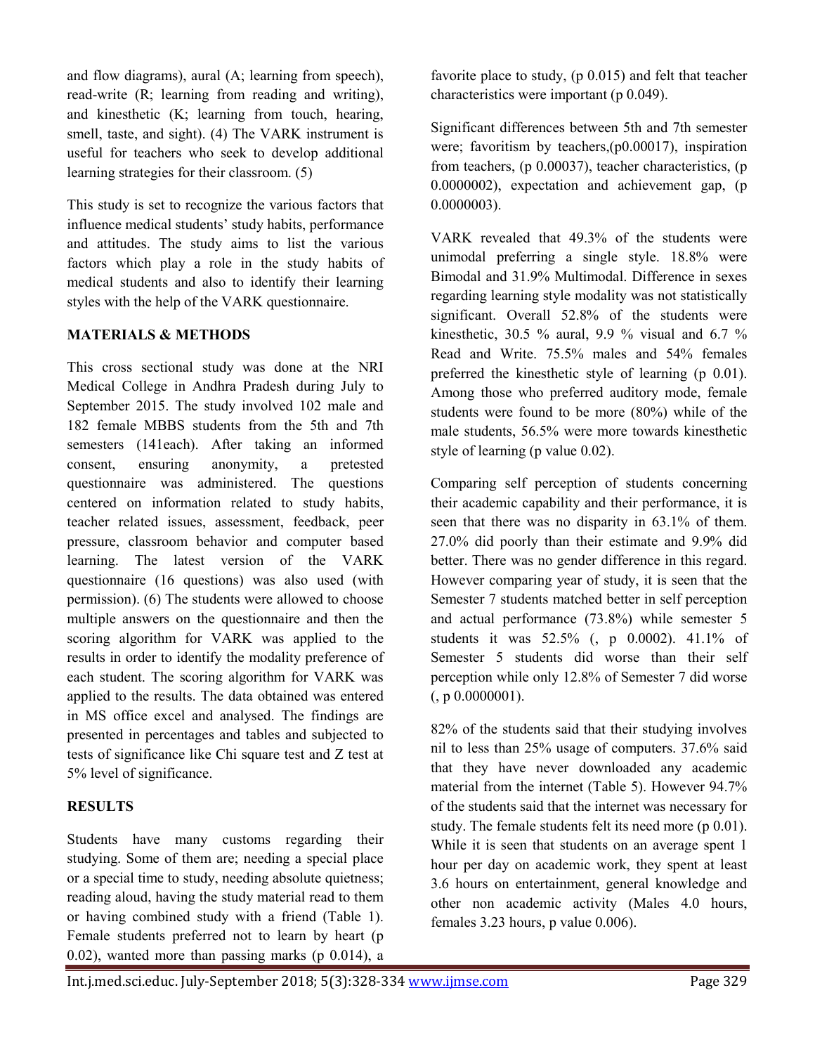and flow diagrams), aural (A; learning from speech), read-write (R; learning from reading and writing), and kinesthetic (K; learning from touch, hearing, smell, taste, and sight). (4) The VARK instrument is useful for teachers who seek to develop additional learning strategies for their classroom. (5)

This study is set to recognize the various factors that influence medical students' study habits, performance and attitudes. The study aims to list the various factors which play a role in the study habits of medical students and also to identify their learning styles with the help of the VARK questionnaire.

## MATERIALS & METHODS

This cross sectional study was done at the NRI Medical College in Andhra Pradesh during July to September 2015. The study involved 102 male and 182 female MBBS students from the 5th and 7th semesters (141each). After taking an informed consent, ensuring anonymity, a pretested questionnaire was administered. The questions centered on information related to study habits, teacher related issues, assessment, feedback, peer pressure, classroom behavior and computer based learning. The latest version of the VARK questionnaire (16 questions) was also used (with permission). (6) The students were allowed to choose multiple answers on the questionnaire and then the scoring algorithm for VARK was applied to the results in order to identify the modality preference of each student. The scoring algorithm for VARK was applied to the results. The data obtained was entered in MS office excel and analysed. The findings are presented in percentages and tables and subjected to tests of significance like Chi square test and Z test at 5% level of significance.

## RESULTS

Students have many customs regarding their studying. Some of them are; needing a special place or a special time to study, needing absolute quietness; reading aloud, having the study material read to them or having combined study with a friend (Table 1). Female students preferred not to learn by heart (p 0.02), wanted more than passing marks (p 0.014), a favorite place to study, (p 0.015) and felt that teacher characteristics were important (p 0.049).

Significant differences between 5th and 7th semester were; favoritism by teachers,(p0.00017), inspiration from teachers, (p 0.00037), teacher characteristics, (p 0.0000002), expectation and achievement gap, (p 0.0000003).

VARK revealed that 49.3% of the students were unimodal preferring a single style. 18.8% were Bimodal and 31.9% Multimodal. Difference in sexes regarding learning style modality was not statistically significant. Overall 52.8% of the students were kinesthetic, 30.5 % aural, 9.9 % visual and 6.7 % Read and Write. 75.5% males and 54% females preferred the kinesthetic style of learning (p 0.01). Among those who preferred auditory mode, female students were found to be more (80%) while of the male students, 56.5% were more towards kinesthetic style of learning (p value 0.02).

Comparing self perception of students concerning their academic capability and their performance, it is seen that there was no disparity in 63.1% of them. 27.0% did poorly than their estimate and 9.9% did better. There was no gender difference in this regard. However comparing year of study, it is seen that the Semester 7 students matched better in self perception and actual performance (73.8%) while semester 5 students it was 52.5% (, p 0.0002). 41.1% of Semester 5 students did worse than their self perception while only 12.8% of Semester 7 did worse (, p 0.0000001).

82% of the students said that their studying involves nil to less than 25% usage of computers. 37.6% said that they have never downloaded any academic material from the internet (Table 5). However 94.7% of the students said that the internet was necessary for study. The female students felt its need more (p 0.01). While it is seen that students on an average spent 1 hour per day on academic work, they spent at least 3.6 hours on entertainment, general knowledge and other non academic activity (Males 4.0 hours, females 3.23 hours, p value 0.006).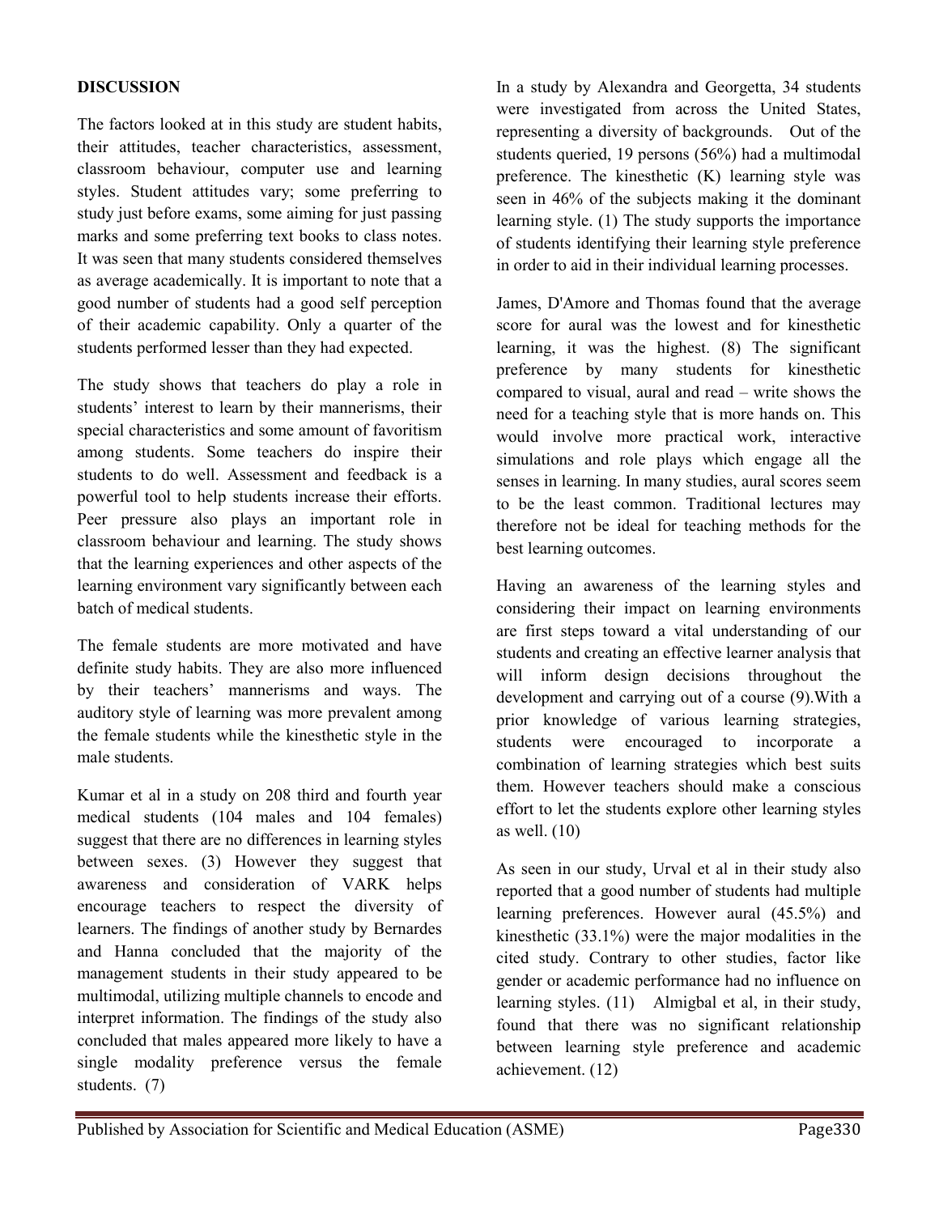## DISCUSSION

The factors looked at in this study are student habits, their attitudes, teacher characteristics, assessment, classroom behaviour, computer use and learning styles. Student attitudes vary; some preferring to study just before exams, some aiming for just passing marks and some preferring text books to class notes. It was seen that many students considered themselves as average academically. It is important to note that a good number of students had a good self perception of their academic capability. Only a quarter of the students performed lesser than they had expected.

The study shows that teachers do play a role in students' interest to learn by their mannerisms, their special characteristics and some amount of favoritism among students. Some teachers do inspire their students to do well. Assessment and feedback is a powerful tool to help students increase their efforts. Peer pressure also plays an important role in classroom behaviour and learning. The study shows that the learning experiences and other aspects of the learning environment vary significantly between each batch of medical students.

The female students are more motivated and have definite study habits. They are also more influenced by their teachers' mannerisms and ways. The auditory style of learning was more prevalent among the female students while the kinesthetic style in the male students.

Kumar et al in a study on 208 third and fourth year medical students (104 males and 104 females) suggest that there are no differences in learning styles between sexes. (3) However they suggest that awareness and consideration of VARK helps encourage teachers to respect the diversity of learners. The findings of another study by Bernardes and Hanna concluded that the majority of the management students in their study appeared to be multimodal, utilizing multiple channels to encode and interpret information. The findings of the study also concluded that males appeared more likely to have a single modality preference versus the female students. (7)

In a study by Alexandra and Georgetta, 34 students were investigated from across the United States, representing a diversity of backgrounds. Out of the students queried, 19 persons (56%) had a multimodal preference. The kinesthetic (K) learning style was seen in 46% of the subjects making it the dominant learning style. (1) The study supports the importance of students identifying their learning style preference in order to aid in their individual learning processes.

James, D'Amore and Thomas found that the average score for aural was the lowest and for kinesthetic learning, it was the highest. (8) The significant preference by many students for kinesthetic compared to visual, aural and read – write shows the need for a teaching style that is more hands on. This would involve more practical work, interactive simulations and role plays which engage all the senses in learning. In many studies, aural scores seem to be the least common. Traditional lectures may therefore not be ideal for teaching methods for the best learning outcomes.

Having an awareness of the learning styles and considering their impact on learning environments are first steps toward a vital understanding of our students and creating an effective learner analysis that will inform design decisions throughout the development and carrying out of a course (9).With a prior knowledge of various learning strategies, students were encouraged to incorporate a combination of learning strategies which best suits them. However teachers should make a conscious effort to let the students explore other learning styles as well. (10)

As seen in our study, Urval et al in their study also reported that a good number of students had multiple learning preferences. However aural (45.5%) and kinesthetic (33.1%) were the major modalities in the cited study. Contrary to other studies, factor like gender or academic performance had no influence on learning styles. (11) Almigbal et al, in their study, found that there was no significant relationship between learning style preference and academic achievement. (12)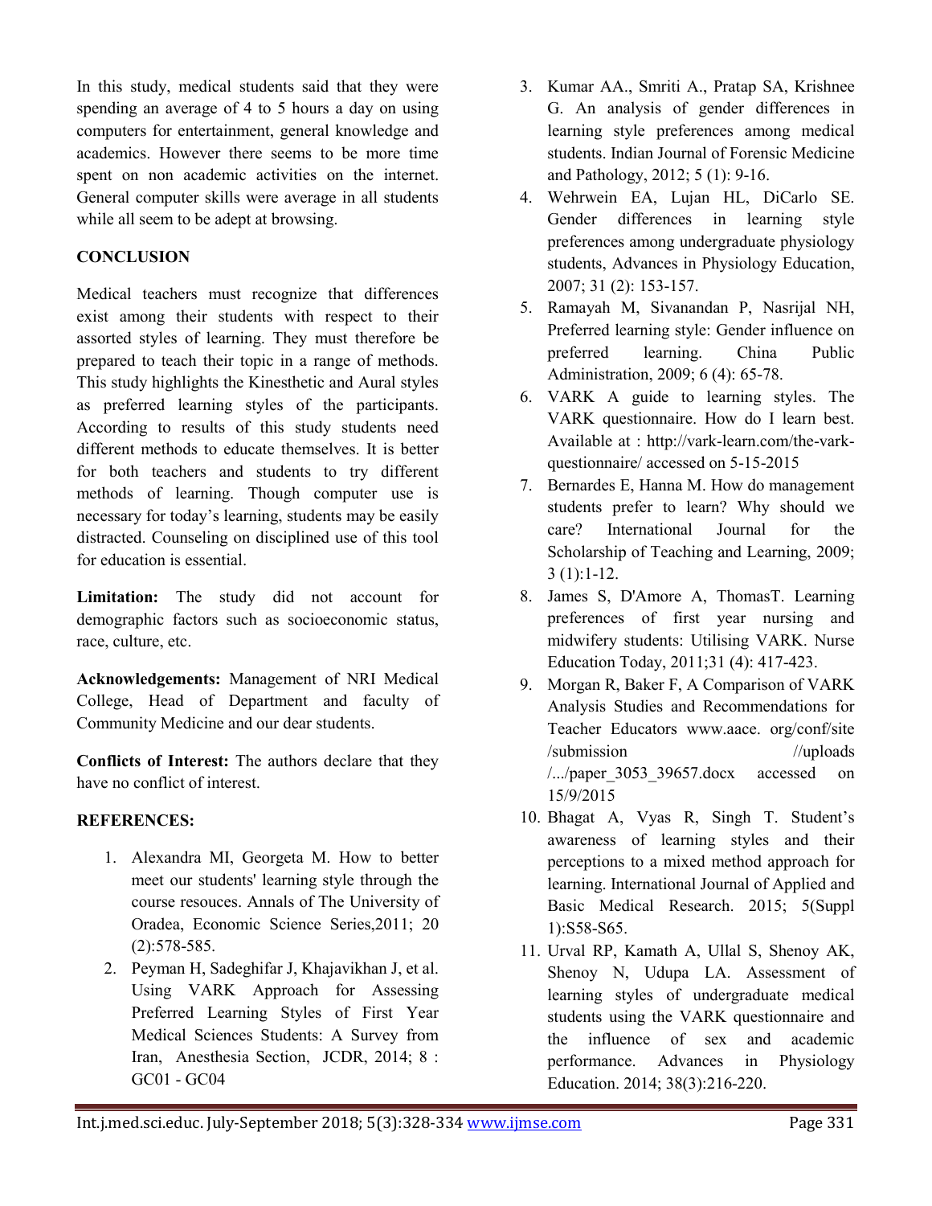In this study, medical students said that they were spending an average of 4 to 5 hours a day on using computers for entertainment, general knowledge and academics. However there seems to be more time spent on non academic activities on the internet. General computer skills were average in all students while all seem to be adept at browsing.

## CONCLUSION

Medical teachers must recognize that differences exist among their students with respect to their assorted styles of learning. They must therefore be prepared to teach their topic in a range of methods. This study highlights the Kinesthetic and Aural styles as preferred learning styles of the participants. According to results of this study students need different methods to educate themselves. It is better for both teachers and students to try different methods of learning. Though computer use is necessary for today's learning, students may be easily distracted. Counseling on disciplined use of this tool for education is essential.

**Limitation:** The study did not account for demographic factors such as socioeconomic status, race, culture, etc.

**Acknowledgements:** Management of NRI Medical College, Head of Department and faculty of Community Medicine and our dear students.

**Conflicts of Interest:** The authors declare that they have no conflict of interest.

## REFERENCES:

1. Alexandra MI, Georgeta M. How to better meet our students' learning style through the course resouces. Annals of The University of Oradea, Economic Science Series,2011; 20 (2):578-585.
2. Peyman H, Sadeghifar J, Khajavikhan J, et al. Using VARK Approach for Assessing Preferred Learning Styles of First Year Medical Sciences Students: A Survey from Iran, Anesthesia Section, JCDR, 2014; 8 : GC01 - GC04
3. Kumar AA., Smriti A., Pratap SA, Krishnee G. An analysis of gender differences in learning style preferences among medical students. Indian Journal of Forensic Medicine and Pathology, 2012; 5 (1): 9-16.
4. Wehrwein EA, Lujan HL, DiCarlo SE. Gender differences in learning style preferences among undergraduate physiology students, Advances in Physiology Education, 2007; 31 (2): 153-157.
5. Ramayah M, Sivanandan P, Nasrijal NH, Preferred learning style: Gender influence on preferred learning. China Public Administration, 2009; 6 (4): 65-78.
6. VARK A guide to learning styles. The VARK questionnaire. How do I learn best. Available at : http://vark-learn.com/the-vark-questionnaire/ accessed on 5-15-2015
7. Bernardes E, Hanna M. How do management students prefer to learn? Why should we care? International Journal for the Scholarship of Teaching and Learning, 2009; 3 (1):1-12.
8. James S, D'Amore A, ThomasT. Learning preferences of first year nursing and midwifery students: Utilising VARK. Nurse Education Today, 2011;31 (4): 417-423.
9. Morgan R, Baker F, A Comparison of VARK Analysis Studies and Recommendations for Teacher Educators www.aace. org/conf/site /submission //uploads /.../paper_3053_39657.docx accessed on 15/9/2015
10. Bhagat A, Vyas R, Singh T. Student's awareness of learning styles and their perceptions to a mixed method approach for learning. International Journal of Applied and Basic Medical Research. 2015; 5(Suppl 1):S58-S65.
11. Urval RP, Kamath A, Ullal S, Shenoy AK, Shenoy N, Udupa LA. Assessment of learning styles of undergraduate medical students using the VARK questionnaire and the influence of sex and academic performance. Advances in Physiology Education. 2014; 38(3):216-220.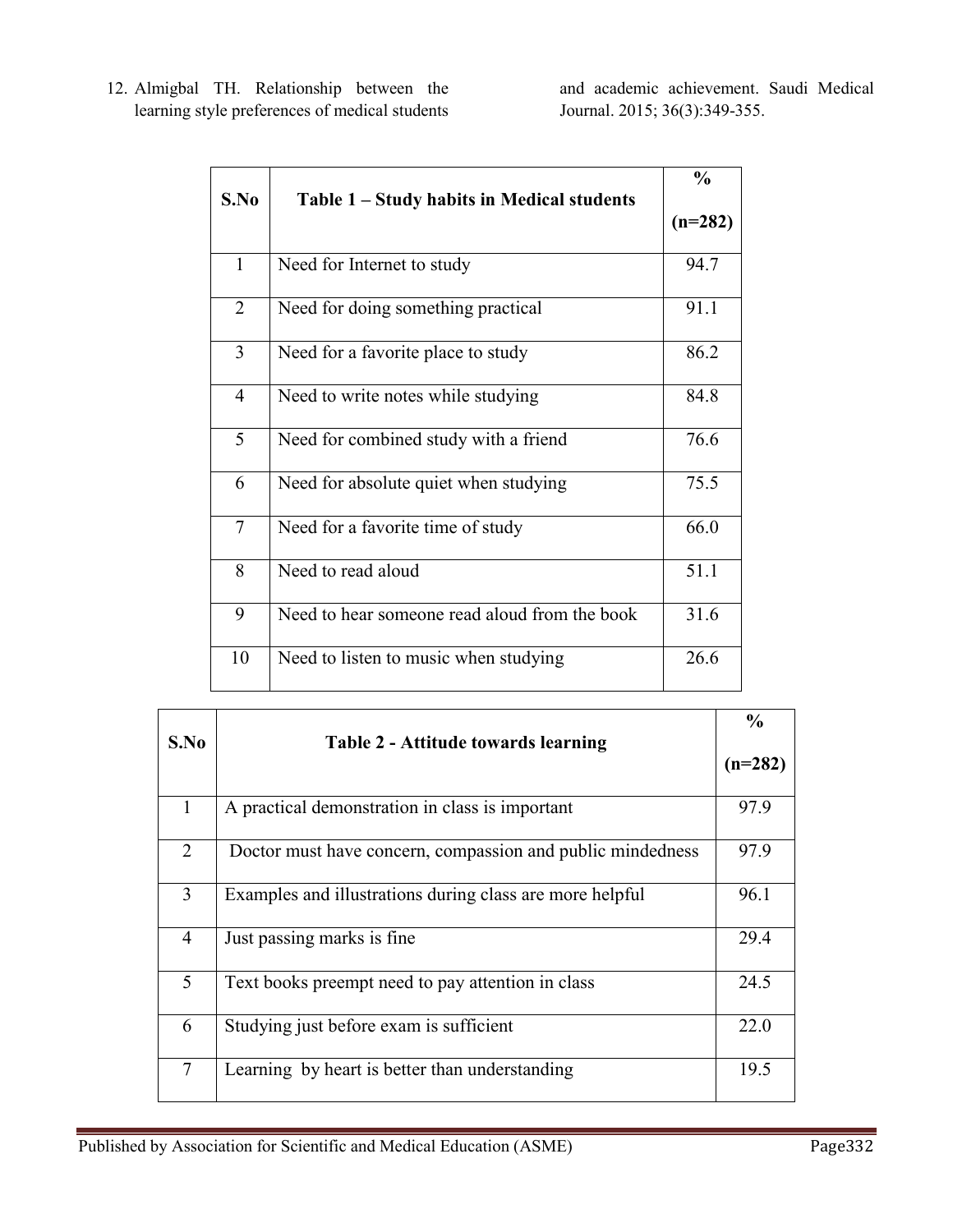12. Almigbal TH. Relationship between the learning style preferences of medical students and academic achievement. Saudi Medical Journal. 2015; 36(3):349-355.

| S.No | Table 1 – Study habits in Medical students | % (n=282) |
|---|---|---|
| 1 | Need for Internet to study | 94.7 |
| 2 | Need for doing something practical | 91.1 |
| 3 | Need for a favorite place to study | 86.2 |
| 4 | Need to write notes while studying | 84.8 |
| 5 | Need for combined study with a friend | 76.6 |
| 6 | Need for absolute quiet when studying | 75.5 |
| 7 | Need for a favorite time of study | 66.0 |
| 8 | Need to read aloud | 51.1 |
| 9 | Need to hear someone read aloud from the book | 31.6 |
| 10 | Need to listen to music when studying | 26.6 |

| S.No | Table 2 - Attitude towards learning | % (n=282) |
|---|---|---|
| 1 | A practical demonstration in class is important | 97.9 |
| 2 | Doctor must have concern, compassion and public mindedness | 97.9 |
| 3 | Examples and illustrations during class are more helpful | 96.1 |
| 4 | Just passing marks is fine | 29.4 |
| 5 | Text books preempt need to pay attention in class | 24.5 |
| 6 | Studying just before exam is sufficient | 22.0 |
| 7 | Learning by heart is better than understanding | 19.5 |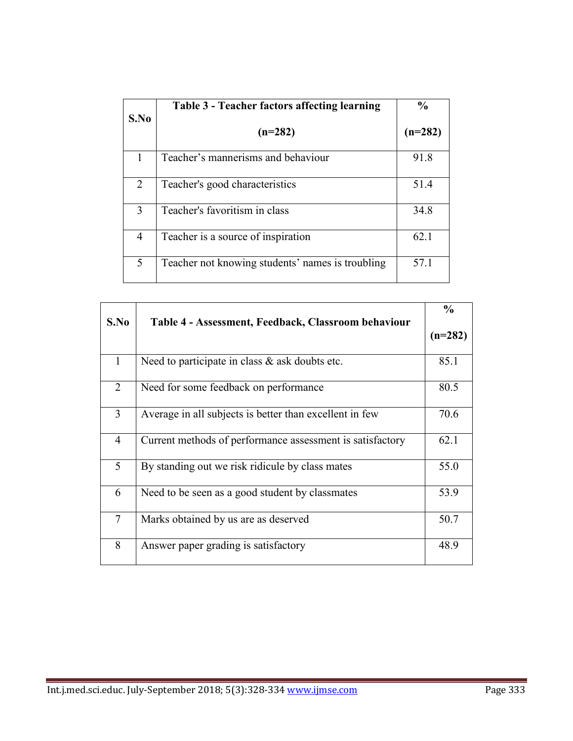| S.No | Table 3 - Teacher factors affecting learning (n=282) | % (n=282) |
|---|---|---|
| 1 | Teacher's mannerisms and behaviour | 91.8 |
| 2 | Teacher's good characteristics | 51.4 |
| 3 | Teacher's favoritism in class | 34.8 |
| 4 | Teacher is a source of inspiration | 62.1 |
| 5 | Teacher not knowing students' names is troubling | 57.1 |

| S.No | Table 4 - Assessment, Feedback, Classroom behaviour | % (n=282) |
|---|---|---|
| 1 | Need to participate in class & ask doubts etc. | 85.1 |
| 2 | Need for some feedback on performance | 80.5 |
| 3 | Average in all subjects is better than excellent in few | 70.6 |
| 4 | Current methods of performance assessment is satisfactory | 62.1 |
| 5 | By standing out we risk ridicule by class mates | 55.0 |
| 6 | Need to be seen as a good student by classmates | 53.9 |
| 7 | Marks obtained by us are as deserved | 50.7 |
| 8 | Answer paper grading is satisfactory | 48.9 |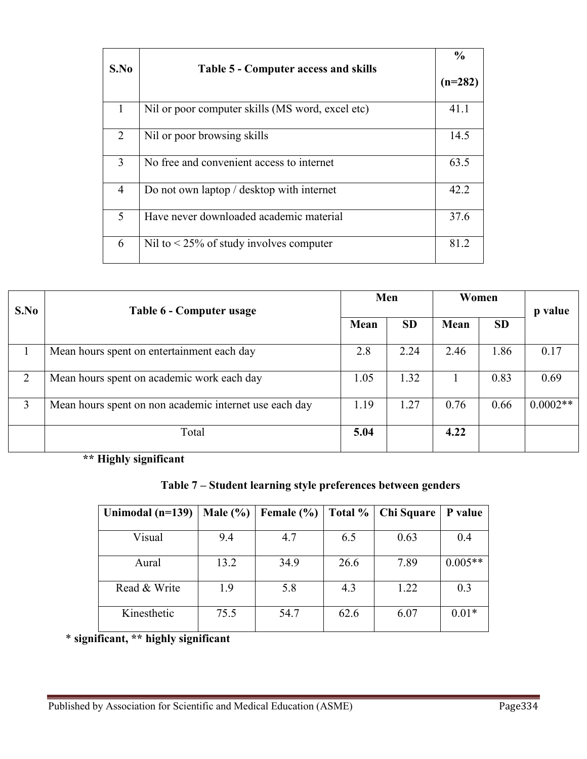| S.No | Table 5 - Computer access and skills | % (n=282) |
|---|---|---|
| 1 | Nil or poor computer skills (MS word, excel etc) | 41.1 |
| 2 | Nil or poor browsing skills | 14.5 |
| 3 | No free and convenient access to internet | 63.5 |
| 4 | Do not own laptop / desktop with internet | 42.2 |
| 5 | Have never downloaded academic material | 37.6 |
| 6 | Nil to < 25% of study involves computer | 81.2 |

| S.No | Table 6 - Computer usage | Men | | Women | | p value |
|---|---|---|---|---|---|---|
| | | Mean | SD | Mean | SD | |
| 1 | Mean hours spent on entertainment each day | 2.8 | 2.24 | 2.46 | 1.86 | 0.17 |
| 2 | Mean hours spent on academic work each day | 1.05 | 1.32 | 1 | 0.83 | 0.69 |
| 3 | Mean hours spent on non academic internet use each day | 1.19 | 1.27 | 0.76 | 0.66 | 0.0002** |
| | Total | **5.04** | | **4.22** | | |

**** Highly significant**

**Table 7 – Student learning style preferences between genders**

| Unimodal (n=139) | Male (%) | Female (%) | Total % | Chi Square | P value |
|---|---|---|---|---|---|
| Visual | 9.4 | 4.7 | 6.5 | 0.63 | 0.4 |
| Aural | 13.2 | 34.9 | 26.6 | 7.89 | 0.005** |
| Read & Write | 1.9 | 5.8 | 4.3 | 1.22 | 0.3 |
| Kinesthetic | 75.5 | 54.7 | 62.6 | 6.07 | 0.01* |

*** significant, ** highly significant**